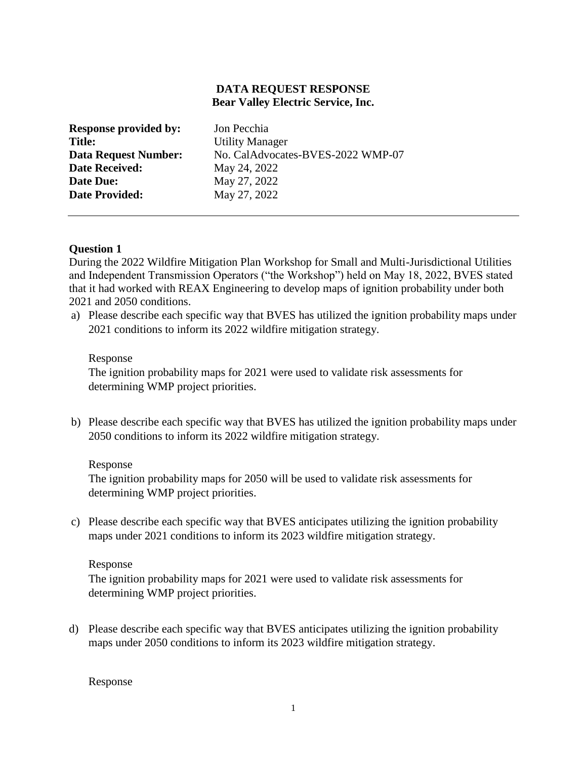**DATA REQUEST RESPONSE**
**Bear Valley Electric Service, Inc.**

| | |
|---|---|
| **Response provided by:** | Jon Pecchia |
| **Title:** | Utility Manager |
| **Data Request Number:** | No. CalAdvocates-BVES-2022 WMP-07 |
| **Date Received:** | May 24, 2022 |
| **Date Due:** | May 27, 2022 |
| **Date Provided:** | May 27, 2022 |

---

**Question 1**

During the 2022 Wildfire Mitigation Plan Workshop for Small and Multi-Jurisdictional Utilities and Independent Transmission Operators ("the Workshop") held on May 18, 2022, BVES stated that it had worked with REAX Engineering to develop maps of ignition probability under both 2021 and 2050 conditions.

a) Please describe each specific way that BVES has utilized the ignition probability maps under 2021 conditions to inform its 2022 wildfire mitigation strategy.

Response

The ignition probability maps for 2021 were used to validate risk assessments for determining WMP project priorities.

b) Please describe each specific way that BVES has utilized the ignition probability maps under 2050 conditions to inform its 2022 wildfire mitigation strategy.

Response

The ignition probability maps for 2050 will be used to validate risk assessments for determining WMP project priorities.

c) Please describe each specific way that BVES anticipates utilizing the ignition probability maps under 2021 conditions to inform its 2023 wildfire mitigation strategy.

Response

The ignition probability maps for 2021 were used to validate risk assessments for determining WMP project priorities.

d) Please describe each specific way that BVES anticipates utilizing the ignition probability maps under 2050 conditions to inform its 2023 wildfire mitigation strategy.

Response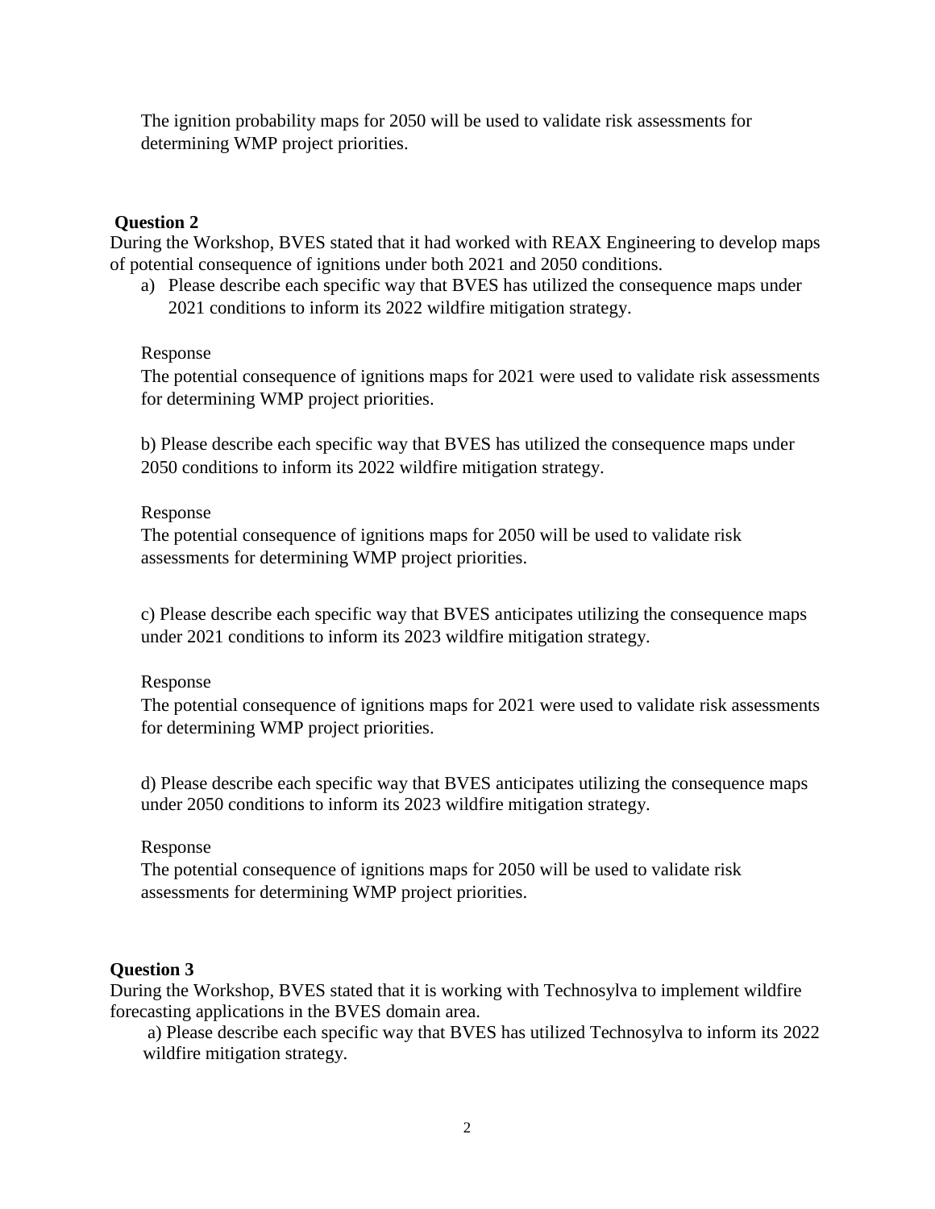The ignition probability maps for 2050 will be used to validate risk assessments for determining WMP project priorities.

**Question 2**

During the Workshop, BVES stated that it had worked with REAX Engineering to develop maps of potential consequence of ignitions under both 2021 and 2050 conditions.

a) Please describe each specific way that BVES has utilized the consequence maps under 2021 conditions to inform its 2022 wildfire mitigation strategy.

Response

The potential consequence of ignitions maps for 2021 were used to validate risk assessments for determining WMP project priorities.

b) Please describe each specific way that BVES has utilized the consequence maps under 2050 conditions to inform its 2022 wildfire mitigation strategy.

Response

The potential consequence of ignitions maps for 2050 will be used to validate risk assessments for determining WMP project priorities.

c) Please describe each specific way that BVES anticipates utilizing the consequence maps under 2021 conditions to inform its 2023 wildfire mitigation strategy.

Response

The potential consequence of ignitions maps for 2021 were used to validate risk assessments for determining WMP project priorities.

d) Please describe each specific way that BVES anticipates utilizing the consequence maps under 2050 conditions to inform its 2023 wildfire mitigation strategy.

Response

The potential consequence of ignitions maps for 2050 will be used to validate risk assessments for determining WMP project priorities.

**Question 3**

During the Workshop, BVES stated that it is working with Technosylva to implement wildfire forecasting applications in the BVES domain area.

a) Please describe each specific way that BVES has utilized Technosylva to inform its 2022 wildfire mitigation strategy.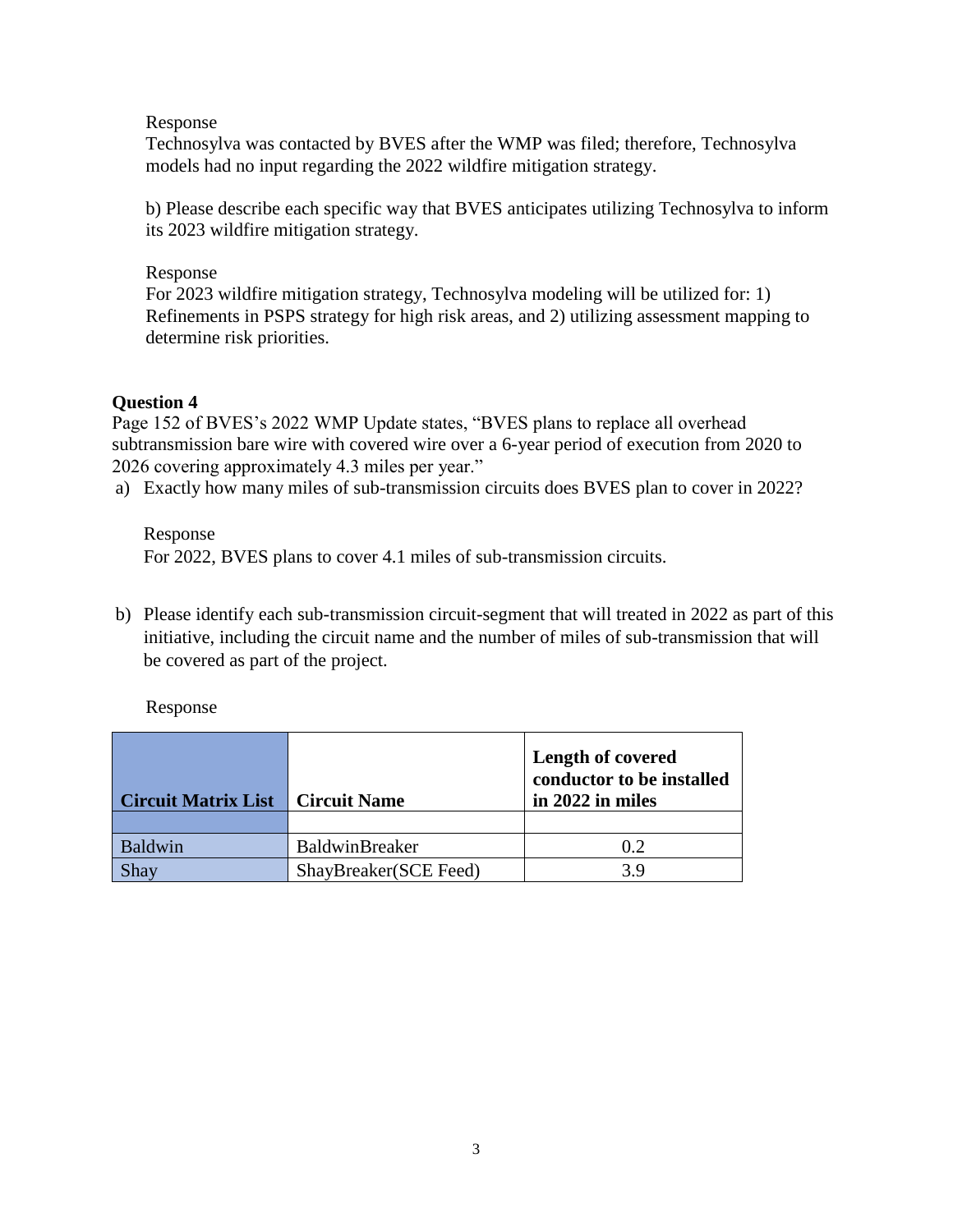Response

Technosylva was contacted by BVES after the WMP was filed; therefore, Technosylva models had no input regarding the 2022 wildfire mitigation strategy.

b) Please describe each specific way that BVES anticipates utilizing Technosylva to inform its 2023 wildfire mitigation strategy.

Response

For 2023 wildfire mitigation strategy, Technosylva modeling will be utilized for: 1) Refinements in PSPS strategy for high risk areas, and 2) utilizing assessment mapping to determine risk priorities.

**Question 4**

Page 152 of BVES's 2022 WMP Update states, "BVES plans to replace all overhead subtransmission bare wire with covered wire over a 6-year period of execution from 2020 to 2026 covering approximately 4.3 miles per year."

a) Exactly how many miles of sub-transmission circuits does BVES plan to cover in 2022?

Response

For 2022, BVES plans to cover 4.1 miles of sub-transmission circuits.

b) Please identify each sub-transmission circuit-segment that will treated in 2022 as part of this initiative, including the circuit name and the number of miles of sub-transmission that will be covered as part of the project.

Response

| **Circuit Matrix List** | **Circuit Name** | **Length of covered conductor to be installed in 2022 in miles** |
|---|---|---|
| | | |
| Baldwin | BaldwinBreaker | 0.2 |
| Shay | ShayBreaker(SCE Feed) | 3.9 |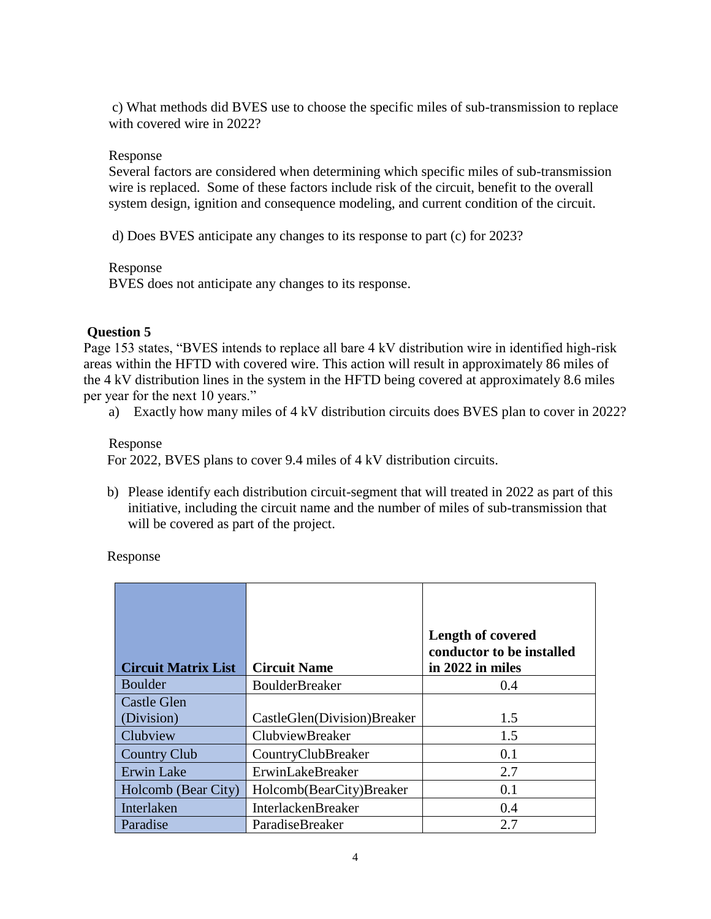c) What methods did BVES use to choose the specific miles of sub-transmission to replace with covered wire in 2022?

Response

Several factors are considered when determining which specific miles of sub-transmission wire is replaced. Some of these factors include risk of the circuit, benefit to the overall system design, ignition and consequence modeling, and current condition of the circuit.

d) Does BVES anticipate any changes to its response to part (c) for 2023?

Response

BVES does not anticipate any changes to its response.

**Question 5**

Page 153 states, "BVES intends to replace all bare 4 kV distribution wire in identified high-risk areas within the HFTD with covered wire. This action will result in approximately 86 miles of the 4 kV distribution lines in the system in the HFTD being covered at approximately 8.6 miles per year for the next 10 years."

a) Exactly how many miles of 4 kV distribution circuits does BVES plan to cover in 2022?

Response

For 2022, BVES plans to cover 9.4 miles of 4 kV distribution circuits.

b) Please identify each distribution circuit-segment that will treated in 2022 as part of this initiative, including the circuit name and the number of miles of sub-transmission that will be covered as part of the project.

Response

| Circuit Matrix List | Circuit Name | Length of covered conductor to be installed in 2022 in miles |
|---|---|---|
| Boulder | BoulderBreaker | 0.4 |
| Castle Glen (Division) | CastleGlen(Division)Breaker | 1.5 |
| Clubview | ClubviewBreaker | 1.5 |
| Country Club | CountryClubBreaker | 0.1 |
| Erwin Lake | ErwinLakeBreaker | 2.7 |
| Holcomb (Bear City) | Holcomb(BearCity)Breaker | 0.1 |
| Interlaken | InterlackenBreaker | 0.4 |
| Paradise | ParadiseBreaker | 2.7 |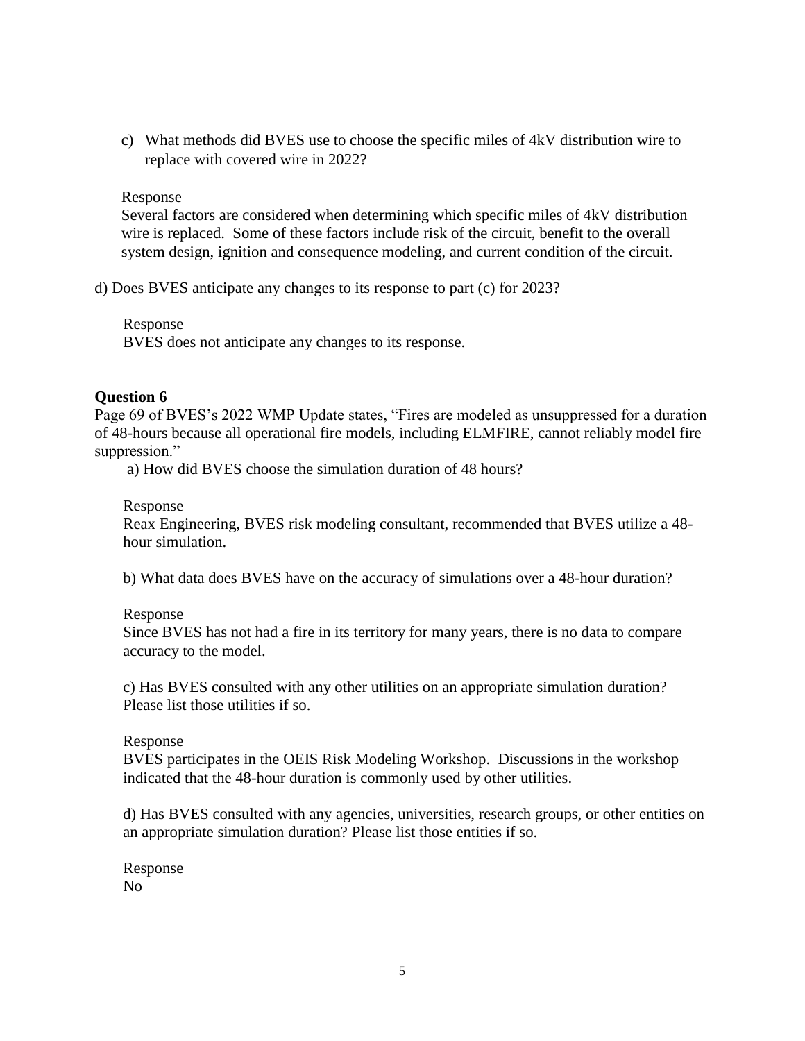c) What methods did BVES use to choose the specific miles of 4kV distribution wire to replace with covered wire in 2022?

Response

Several factors are considered when determining which specific miles of 4kV distribution wire is replaced. Some of these factors include risk of the circuit, benefit to the overall system design, ignition and consequence modeling, and current condition of the circuit.

d) Does BVES anticipate any changes to its response to part (c) for 2023?

Response

BVES does not anticipate any changes to its response.

**Question 6**

Page 69 of BVES's 2022 WMP Update states, "Fires are modeled as unsuppressed for a duration of 48-hours because all operational fire models, including ELMFIRE, cannot reliably model fire suppression."

a) How did BVES choose the simulation duration of 48 hours?

Response

Reax Engineering, BVES risk modeling consultant, recommended that BVES utilize a 48-hour simulation.

b) What data does BVES have on the accuracy of simulations over a 48-hour duration?

Response

Since BVES has not had a fire in its territory for many years, there is no data to compare accuracy to the model.

c) Has BVES consulted with any other utilities on an appropriate simulation duration? Please list those utilities if so.

Response

BVES participates in the OEIS Risk Modeling Workshop. Discussions in the workshop indicated that the 48-hour duration is commonly used by other utilities.

d) Has BVES consulted with any agencies, universities, research groups, or other entities on an appropriate simulation duration? Please list those entities if so.

Response

No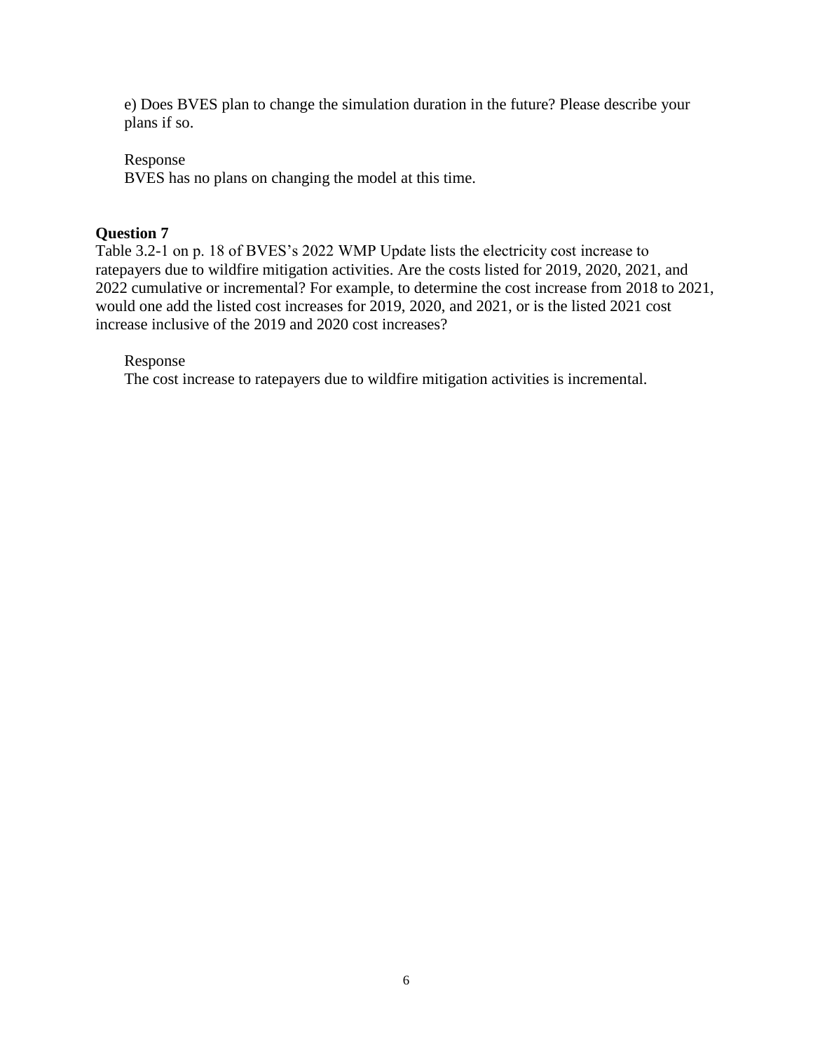e) Does BVES plan to change the simulation duration in the future? Please describe your plans if so.

Response

BVES has no plans on changing the model at this time.

**Question 7**

Table 3.2-1 on p. 18 of BVES's 2022 WMP Update lists the electricity cost increase to ratepayers due to wildfire mitigation activities. Are the costs listed for 2019, 2020, 2021, and 2022 cumulative or incremental? For example, to determine the cost increase from 2018 to 2021, would one add the listed cost increases for 2019, 2020, and 2021, or is the listed 2021 cost increase inclusive of the 2019 and 2020 cost increases?

Response

The cost increase to ratepayers due to wildfire mitigation activities is incremental.